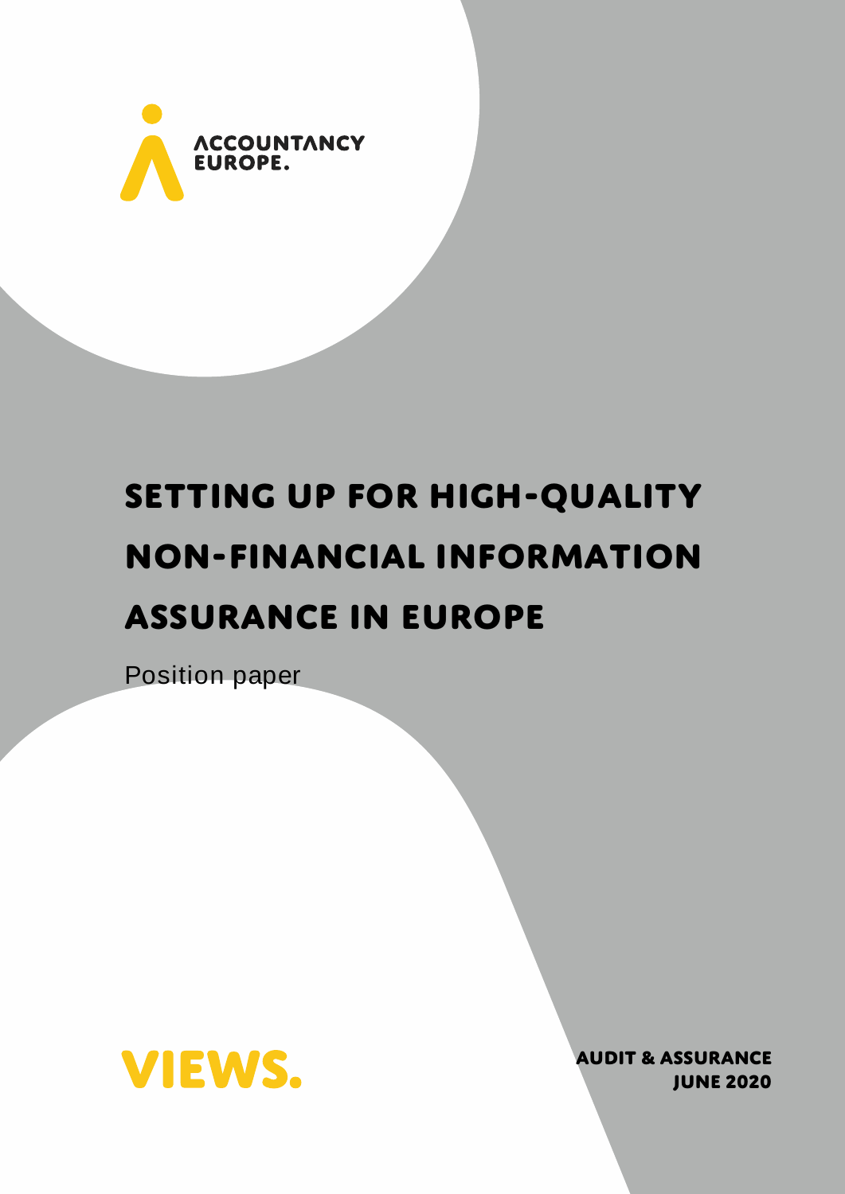ACCOUNTANCY EUROPE.

# SETTING UP FOR HIGH-QUALITY NON-FINANCIAL INFORMATION ASSURANCE IN EUROPE

Position paper

VIEWS.

**AUDIT & ASSURANCE**
**JUNE 2020**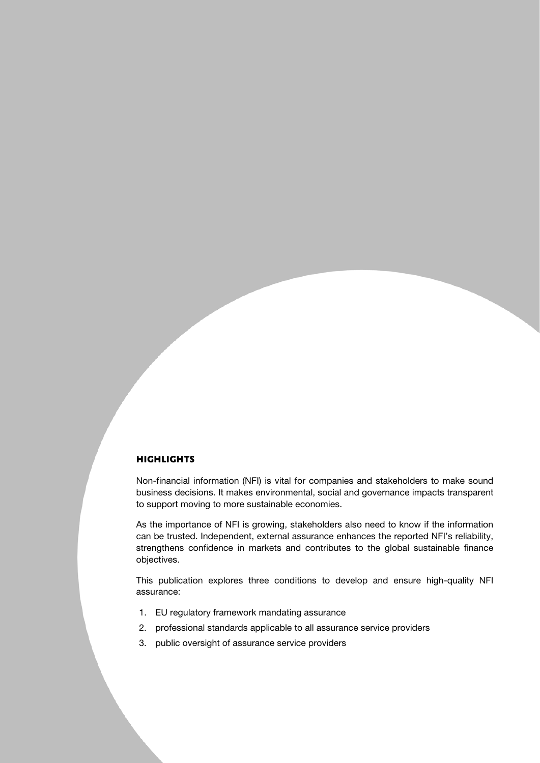## HIGHLIGHTS

Non-financial information (NFI) is vital for companies and stakeholders to make sound business decisions. It makes environmental, social and governance impacts transparent to support moving to more sustainable economies.

As the importance of NFI is growing, stakeholders also need to know if the information can be trusted. Independent, external assurance enhances the reported NFI's reliability, strengthens confidence in markets and contributes to the global sustainable finance objectives.

This publication explores three conditions to develop and ensure high-quality NFI assurance:

1. EU regulatory framework mandating assurance
2. professional standards applicable to all assurance service providers
3. public oversight of assurance service providers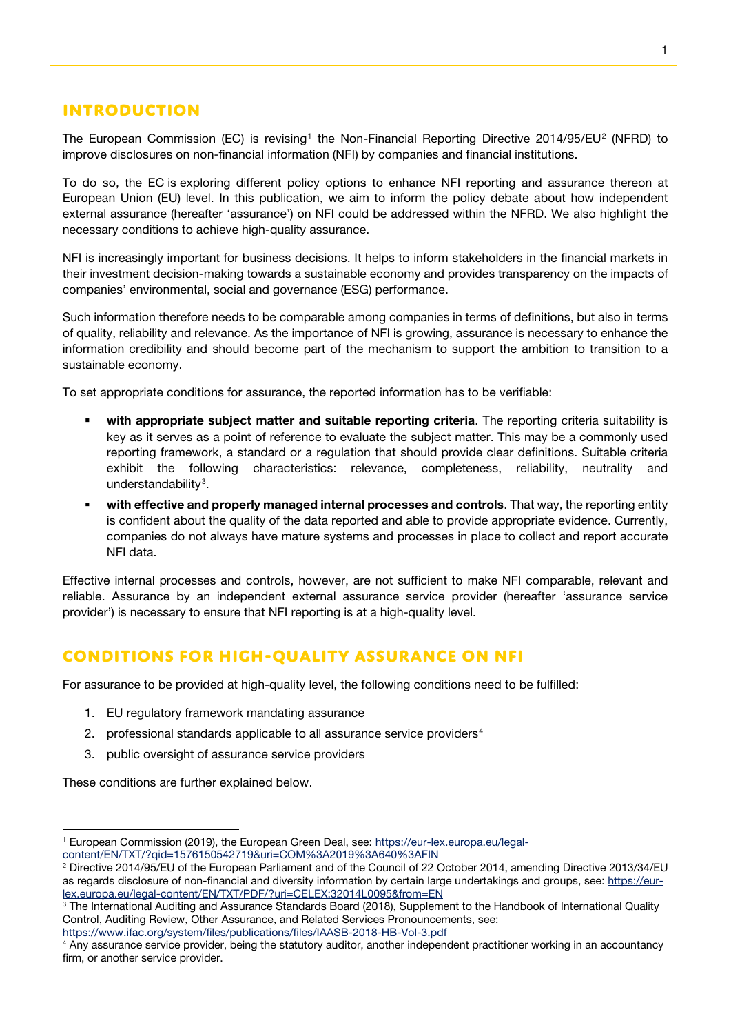## INTRODUCTION

The European Commission (EC) is revising[1] the Non-Financial Reporting Directive 2014/95/EU[2] (NFRD) to improve disclosures on non-financial information (NFI) by companies and financial institutions.

To do so, the EC is exploring different policy options to enhance NFI reporting and assurance thereon at European Union (EU) level. In this publication, we aim to inform the policy debate about how independent external assurance (hereafter 'assurance') on NFI could be addressed within the NFRD. We also highlight the necessary conditions to achieve high-quality assurance.

NFI is increasingly important for business decisions. It helps to inform stakeholders in the financial markets in their investment decision-making towards a sustainable economy and provides transparency on the impacts of companies' environmental, social and governance (ESG) performance.

Such information therefore needs to be comparable among companies in terms of definitions, but also in terms of quality, reliability and relevance. As the importance of NFI is growing, assurance is necessary to enhance the information credibility and should become part of the mechanism to support the ambition to transition to a sustainable economy.

To set appropriate conditions for assurance, the reported information has to be verifiable:

- **with appropriate subject matter and suitable reporting criteria**. The reporting criteria suitability is key as it serves as a point of reference to evaluate the subject matter. This may be a commonly used reporting framework, a standard or a regulation that should provide clear definitions. Suitable criteria exhibit the following characteristics: relevance, completeness, reliability, neutrality and understandability[3].
- **with effective and properly managed internal processes and controls**. That way, the reporting entity is confident about the quality of the data reported and able to provide appropriate evidence. Currently, companies do not always have mature systems and processes in place to collect and report accurate NFI data.

Effective internal processes and controls, however, are not sufficient to make NFI comparable, relevant and reliable. Assurance by an independent external assurance service provider (hereafter 'assurance service provider') is necessary to ensure that NFI reporting is at a high-quality level.

## CONDITIONS FOR HIGH-QUALITY ASSURANCE ON NFI

For assurance to be provided at high-quality level, the following conditions need to be fulfilled:

1. EU regulatory framework mandating assurance
2. professional standards applicable to all assurance service providers[4]
3. public oversight of assurance service providers

These conditions are further explained below.

---

[1] European Commission (2019), the European Green Deal, see: https://eur-lex.europa.eu/legal-content/EN/TXT/?qid=1576150542719&uri=COM%3A2019%3A640%3AFIN

[2] Directive 2014/95/EU of the European Parliament and of the Council of 22 October 2014, amending Directive 2013/34/EU as regards disclosure of non-financial and diversity information by certain large undertakings and groups, see: https://eur-lex.europa.eu/legal-content/EN/TXT/PDF/?uri=CELEX:32014L0095&from=EN

[3] The International Auditing and Assurance Standards Board (2018), Supplement to the Handbook of International Quality Control, Auditing Review, Other Assurance, and Related Services Pronouncements, see: https://www.ifac.org/system/files/publications/files/IAASB-2018-HB-Vol-3.pdf

[4] Any assurance service provider, being the statutory auditor, another independent practitioner working in an accountancy firm, or another service provider.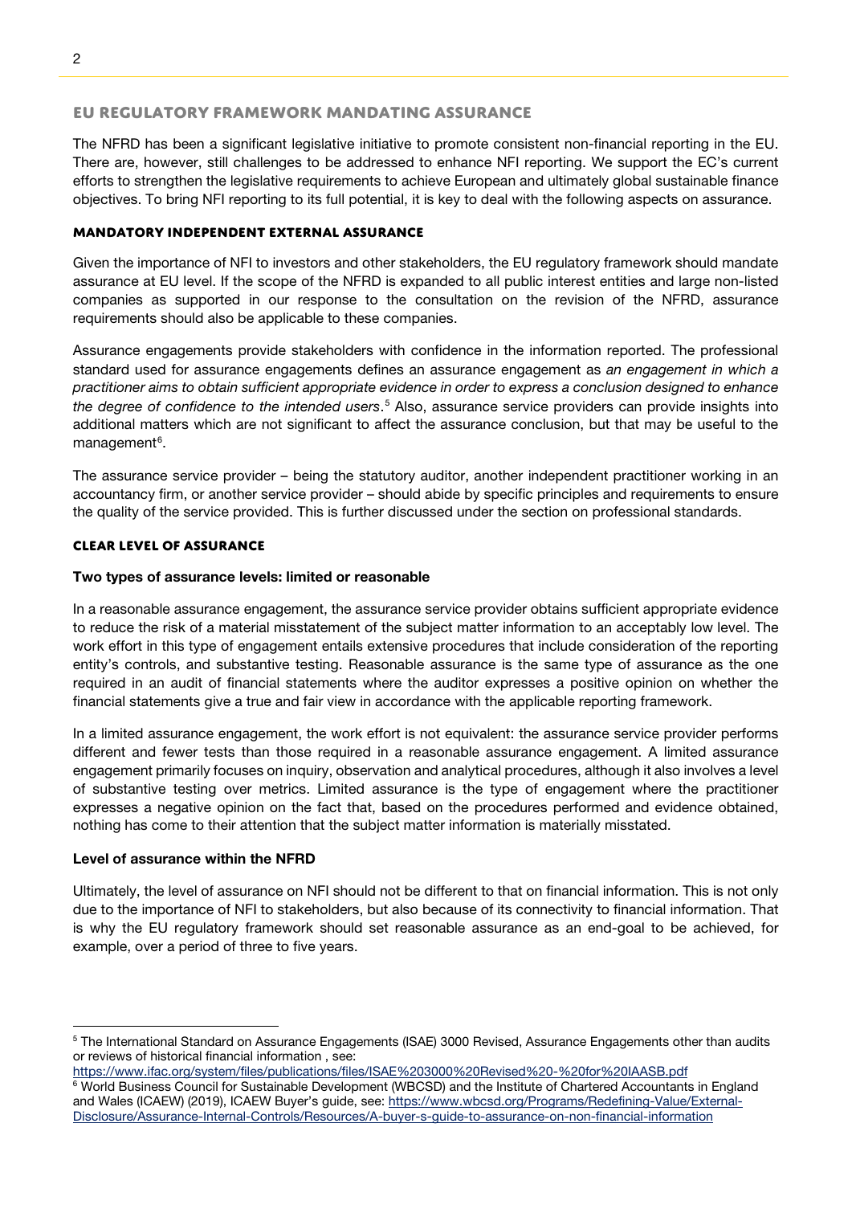## EU REGULATORY FRAMEWORK MANDATING ASSURANCE

The NFRD has been a significant legislative initiative to promote consistent non-financial reporting in the EU. There are, however, still challenges to be addressed to enhance NFI reporting. We support the EC's current efforts to strengthen the legislative requirements to achieve European and ultimately global sustainable finance objectives. To bring NFI reporting to its full potential, it is key to deal with the following aspects on assurance.

### MANDATORY INDEPENDENT EXTERNAL ASSURANCE

Given the importance of NFI to investors and other stakeholders, the EU regulatory framework should mandate assurance at EU level. If the scope of the NFRD is expanded to all public interest entities and large non-listed companies as supported in our response to the consultation on the revision of the NFRD, assurance requirements should also be applicable to these companies.

Assurance engagements provide stakeholders with confidence in the information reported. The professional standard used for assurance engagements defines an assurance engagement as *an engagement in which a practitioner aims to obtain sufficient appropriate evidence in order to express a conclusion designed to enhance the degree of confidence to the intended users*.[5] Also, assurance service providers can provide insights into additional matters which are not significant to affect the assurance conclusion, but that may be useful to the management[6].

The assurance service provider – being the statutory auditor, another independent practitioner working in an accountancy firm, or another service provider – should abide by specific principles and requirements to ensure the quality of the service provided. This is further discussed under the section on professional standards.

### CLEAR LEVEL OF ASSURANCE

**Two types of assurance levels: limited or reasonable**

In a reasonable assurance engagement, the assurance service provider obtains sufficient appropriate evidence to reduce the risk of a material misstatement of the subject matter information to an acceptably low level. The work effort in this type of engagement entails extensive procedures that include consideration of the reporting entity's controls, and substantive testing. Reasonable assurance is the same type of assurance as the one required in an audit of financial statements where the auditor expresses a positive opinion on whether the financial statements give a true and fair view in accordance with the applicable reporting framework.

In a limited assurance engagement, the work effort is not equivalent: the assurance service provider performs different and fewer tests than those required in a reasonable assurance engagement. A limited assurance engagement primarily focuses on inquiry, observation and analytical procedures, although it also involves a level of substantive testing over metrics. Limited assurance is the type of engagement where the practitioner expresses a negative opinion on the fact that, based on the procedures performed and evidence obtained, nothing has come to their attention that the subject matter information is materially misstated.

**Level of assurance within the NFRD**

Ultimately, the level of assurance on NFI should not be different to that on financial information. This is not only due to the importance of NFI to stakeholders, but also because of its connectivity to financial information. That is why the EU regulatory framework should set reasonable assurance as an end-goal to be achieved, for example, over a period of three to five years.

---

[5] The International Standard on Assurance Engagements (ISAE) 3000 Revised, Assurance Engagements other than audits or reviews of historical financial information , see: https://www.ifac.org/system/files/publications/files/ISAE%203000%20Revised%20-%20for%20IAASB.pdf

[6] World Business Council for Sustainable Development (WBCSD) and the Institute of Chartered Accountants in England and Wales (ICAEW) (2019), ICAEW Buyer's guide, see: https://www.wbcsd.org/Programs/Redefining-Value/External-Disclosure/Assurance-Internal-Controls/Resources/A-buyer-s-guide-to-assurance-on-non-financial-information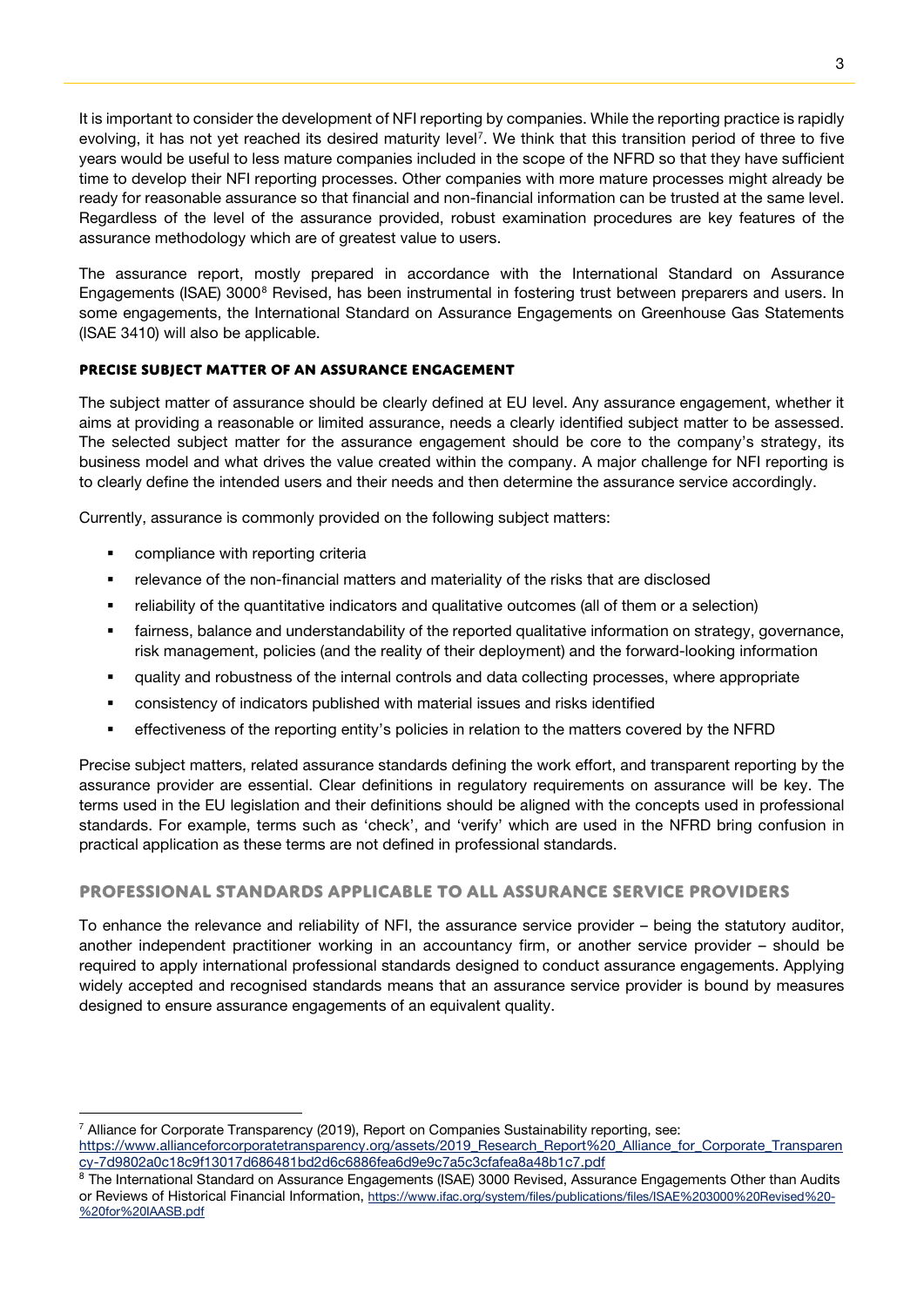It is important to consider the development of NFI reporting by companies. While the reporting practice is rapidly evolving, it has not yet reached its desired maturity level[7]. We think that this transition period of three to five years would be useful to less mature companies included in the scope of the NFRD so that they have sufficient time to develop their NFI reporting processes. Other companies with more mature processes might already be ready for reasonable assurance so that financial and non-financial information can be trusted at the same level. Regardless of the level of the assurance provided, robust examination procedures are key features of the assurance methodology which are of greatest value to users.

The assurance report, mostly prepared in accordance with the International Standard on Assurance Engagements (ISAE) 3000[8] Revised, has been instrumental in fostering trust between preparers and users. In some engagements, the International Standard on Assurance Engagements on Greenhouse Gas Statements (ISAE 3410) will also be applicable.

### Precise subject matter of an assurance engagement

The subject matter of assurance should be clearly defined at EU level. Any assurance engagement, whether it aims at providing a reasonable or limited assurance, needs a clearly identified subject matter to be assessed. The selected subject matter for the assurance engagement should be core to the company's strategy, its business model and what drives the value created within the company. A major challenge for NFI reporting is to clearly define the intended users and their needs and then determine the assurance service accordingly.

Currently, assurance is commonly provided on the following subject matters:

- compliance with reporting criteria
- relevance of the non-financial matters and materiality of the risks that are disclosed
- reliability of the quantitative indicators and qualitative outcomes (all of them or a selection)
- fairness, balance and understandability of the reported qualitative information on strategy, governance, risk management, policies (and the reality of their deployment) and the forward-looking information
- quality and robustness of the internal controls and data collecting processes, where appropriate
- consistency of indicators published with material issues and risks identified
- effectiveness of the reporting entity's policies in relation to the matters covered by the NFRD

Precise subject matters, related assurance standards defining the work effort, and transparent reporting by the assurance provider are essential. Clear definitions in regulatory requirements on assurance will be key. The terms used in the EU legislation and their definitions should be aligned with the concepts used in professional standards. For example, terms such as 'check', and 'verify' which are used in the NFRD bring confusion in practical application as these terms are not defined in professional standards.

## Professional standards applicable to all assurance service providers

To enhance the relevance and reliability of NFI, the assurance service provider – being the statutory auditor, another independent practitioner working in an accountancy firm, or another service provider – should be required to apply international professional standards designed to conduct assurance engagements. Applying widely accepted and recognised standards means that an assurance service provider is bound by measures designed to ensure assurance engagements of an equivalent quality.

---

[7] Alliance for Corporate Transparency (2019), Report on Companies Sustainability reporting, see: https://www.allianceforcorporatetransparency.org/assets/2019_Research_Report%20_Alliance_for_Corporate_Transparency-7d9802a0c18c9f13017d686481bd2d6c6886fea6d9e9c7a5c3cfafea8a48b1c7.pdf

[8] The International Standard on Assurance Engagements (ISAE) 3000 Revised, Assurance Engagements Other than Audits or Reviews of Historical Financial Information, https://www.ifac.org/system/files/publications/files/ISAE%203000%20Revised%20-%20for%20IAASB.pdf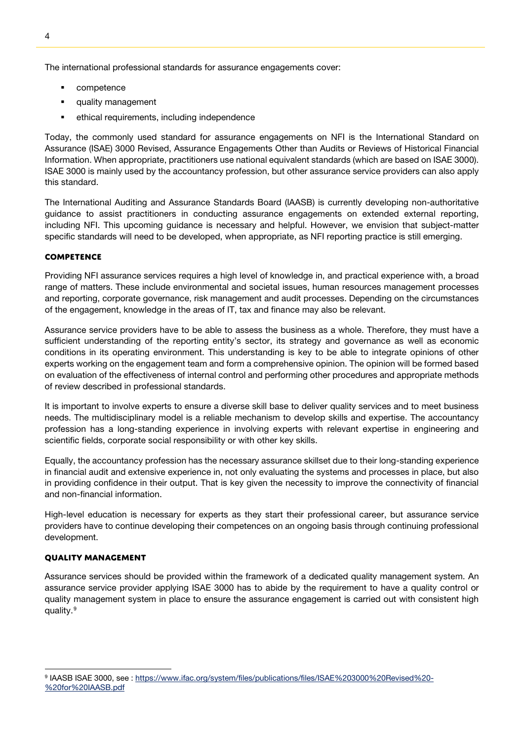The international professional standards for assurance engagements cover:

- competence
- quality management
- ethical requirements, including independence

Today, the commonly used standard for assurance engagements on NFI is the International Standard on Assurance (ISAE) 3000 Revised, Assurance Engagements Other than Audits or Reviews of Historical Financial Information. When appropriate, practitioners use national equivalent standards (which are based on ISAE 3000). ISAE 3000 is mainly used by the accountancy profession, but other assurance service providers can also apply this standard.

The International Auditing and Assurance Standards Board (IAASB) is currently developing non-authoritative guidance to assist practitioners in conducting assurance engagements on extended external reporting, including NFI. This upcoming guidance is necessary and helpful. However, we envision that subject-matter specific standards will need to be developed, when appropriate, as NFI reporting practice is still emerging.

### Competence

Providing NFI assurance services requires a high level of knowledge in, and practical experience with, a broad range of matters. These include environmental and societal issues, human resources management processes and reporting, corporate governance, risk management and audit processes. Depending on the circumstances of the engagement, knowledge in the areas of IT, tax and finance may also be relevant.

Assurance service providers have to be able to assess the business as a whole. Therefore, they must have a sufficient understanding of the reporting entity's sector, its strategy and governance as well as economic conditions in its operating environment. This understanding is key to be able to integrate opinions of other experts working on the engagement team and form a comprehensive opinion. The opinion will be formed based on evaluation of the effectiveness of internal control and performing other procedures and appropriate methods of review described in professional standards.

It is important to involve experts to ensure a diverse skill base to deliver quality services and to meet business needs. The multidisciplinary model is a reliable mechanism to develop skills and expertise. The accountancy profession has a long-standing experience in involving experts with relevant expertise in engineering and scientific fields, corporate social responsibility or with other key skills.

Equally, the accountancy profession has the necessary assurance skillset due to their long-standing experience in financial audit and extensive experience in, not only evaluating the systems and processes in place, but also in providing confidence in their output. That is key given the necessity to improve the connectivity of financial and non-financial information.

High-level education is necessary for experts as they start their professional career, but assurance service providers have to continue developing their competences on an ongoing basis through continuing professional development.

### Quality management

Assurance services should be provided within the framework of a dedicated quality management system. An assurance service provider applying ISAE 3000 has to abide by the requirement to have a quality control or quality management system in place to ensure the assurance engagement is carried out with consistent high quality.[9]

---

[9] IAASB ISAE 3000, see : https://www.ifac.org/system/files/publications/files/ISAE%203000%20Revised%20-%20for%20IAASB.pdf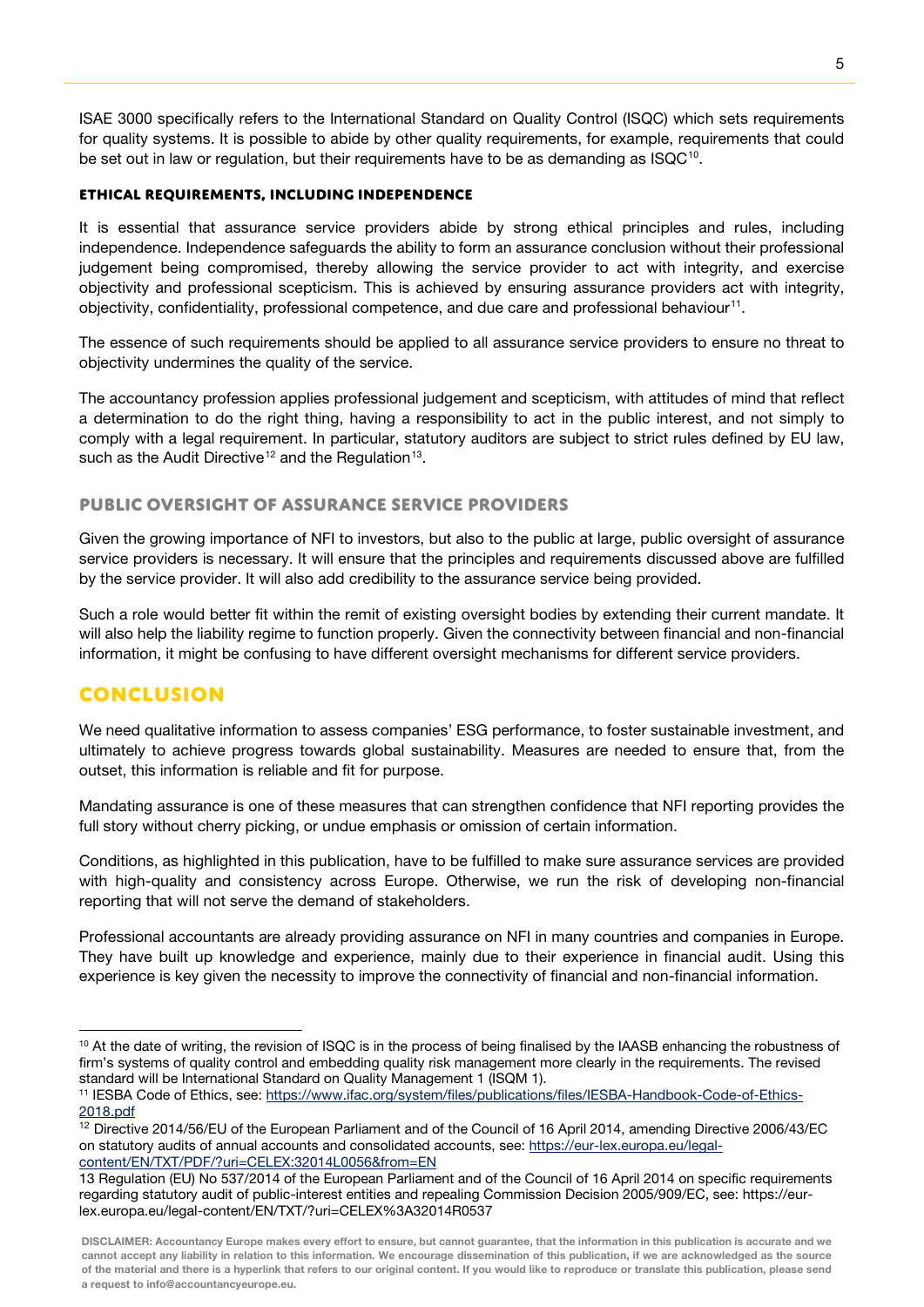ISAE 3000 specifically refers to the International Standard on Quality Control (ISQC) which sets requirements for quality systems. It is possible to abide by other quality requirements, for example, requirements that could be set out in law or regulation, but their requirements have to be as demanding as ISQC[10].

### ETHICAL REQUIREMENTS, INCLUDING INDEPENDENCE

It is essential that assurance service providers abide by strong ethical principles and rules, including independence. Independence safeguards the ability to form an assurance conclusion without their professional judgement being compromised, thereby allowing the service provider to act with integrity, and exercise objectivity and professional scepticism. This is achieved by ensuring assurance providers act with integrity, objectivity, confidentiality, professional competence, and due care and professional behaviour[11].

The essence of such requirements should be applied to all assurance service providers to ensure no threat to objectivity undermines the quality of the service.

The accountancy profession applies professional judgement and scepticism, with attitudes of mind that reflect a determination to do the right thing, having a responsibility to act in the public interest, and not simply to comply with a legal requirement. In particular, statutory auditors are subject to strict rules defined by EU law, such as the Audit Directive[12] and the Regulation[13].

### PUBLIC OVERSIGHT OF ASSURANCE SERVICE PROVIDERS

Given the growing importance of NFI to investors, but also to the public at large, public oversight of assurance service providers is necessary. It will ensure that the principles and requirements discussed above are fulfilled by the service provider. It will also add credibility to the assurance service being provided.

Such a role would better fit within the remit of existing oversight bodies by extending their current mandate. It will also help the liability regime to function properly. Given the connectivity between financial and non-financial information, it might be confusing to have different oversight mechanisms for different service providers.

## CONCLUSION

We need qualitative information to assess companies' ESG performance, to foster sustainable investment, and ultimately to achieve progress towards global sustainability. Measures are needed to ensure that, from the outset, this information is reliable and fit for purpose.

Mandating assurance is one of these measures that can strengthen confidence that NFI reporting provides the full story without cherry picking, or undue emphasis or omission of certain information.

Conditions, as highlighted in this publication, have to be fulfilled to make sure assurance services are provided with high-quality and consistency across Europe. Otherwise, we run the risk of developing non-financial reporting that will not serve the demand of stakeholders.

Professional accountants are already providing assurance on NFI in many countries and companies in Europe. They have built up knowledge and experience, mainly due to their experience in financial audit. Using this experience is key given the necessity to improve the connectivity of financial and non-financial information.

---

[10] At the date of writing, the revision of ISQC is in the process of being finalised by the IAASB enhancing the robustness of firm's systems of quality control and embedding quality risk management more clearly in the requirements. The revised standard will be International Standard on Quality Management 1 (ISQM 1).

[11] IESBA Code of Ethics, see: https://www.ifac.org/system/files/publications/files/IESBA-Handbook-Code-of-Ethics-2018.pdf

[12] Directive 2014/56/EU of the European Parliament and of the Council of 16 April 2014, amending Directive 2006/43/EC on statutory audits of annual accounts and consolidated accounts, see: https://eur-lex.europa.eu/legal-content/EN/TXT/PDF/?uri=CELEX:32014L0056&from=EN

[13] Regulation (EU) No 537/2014 of the European Parliament and of the Council of 16 April 2014 on specific requirements regarding statutory audit of public-interest entities and repealing Commission Decision 2005/909/EC, see: https://eur-lex.europa.eu/legal-content/EN/TXT/?uri=CELEX%3A32014R0537

**DISCLAIMER: Accountancy Europe makes every effort to ensure, but cannot guarantee, that the information in this publication is accurate and we cannot accept any liability in relation to this information. We encourage dissemination of this publication, if we are acknowledged as the source of the material and there is a hyperlink that refers to our original content. If you would like to reproduce or translate this publication, please send a request to info@accountancyeurope.eu.**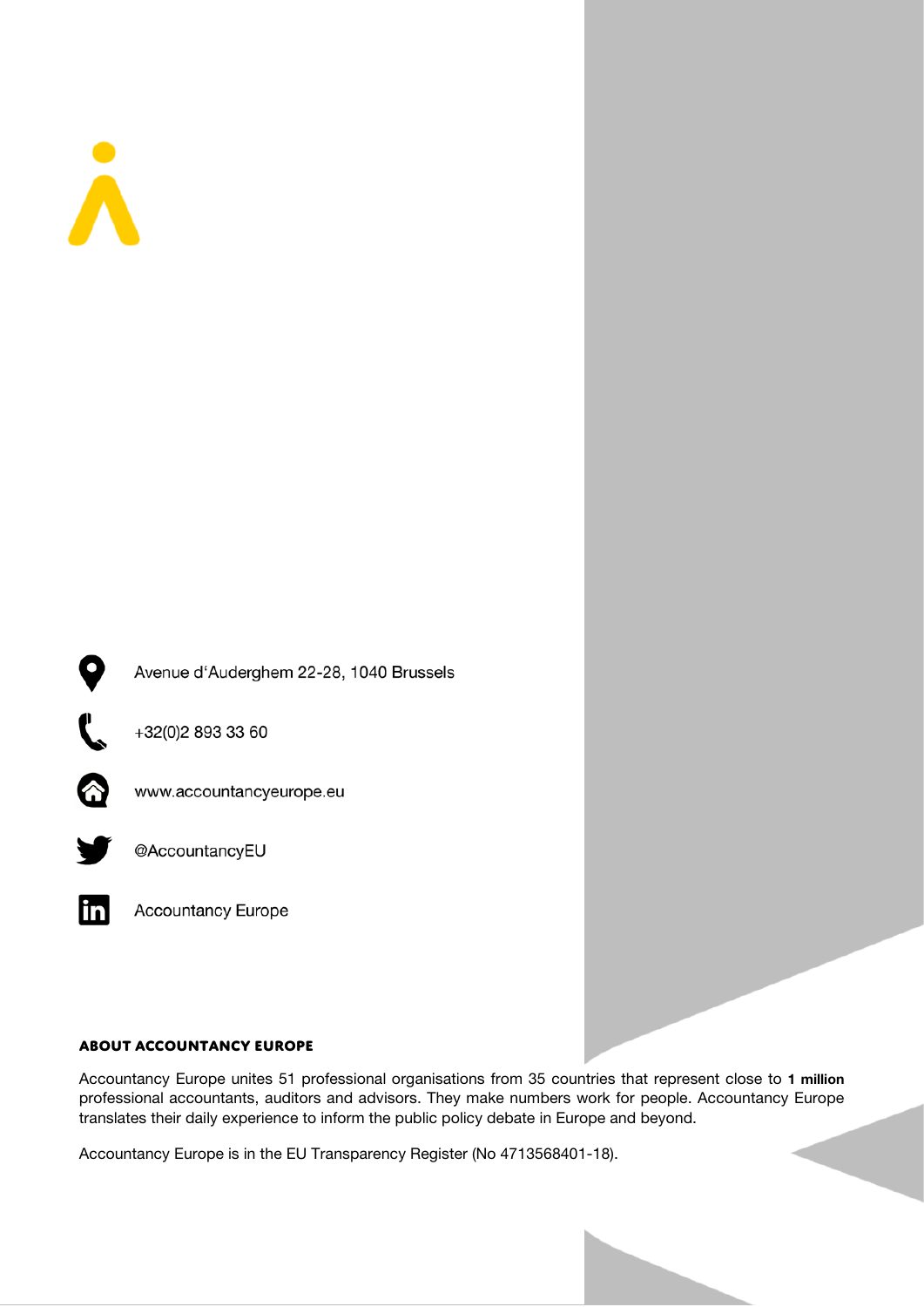Avenue d'Auderghem 22-28, 1040 Brussels

+32(0)2 893 33 60

www.accountancyeurope.eu

@AccountancyEU

Accountancy Europe

## ABOUT ACCOUNTANCY EUROPE

Accountancy Europe unites 51 professional organisations from 35 countries that represent close to **1 million** professional accountants, auditors and advisors. They make numbers work for people. Accountancy Europe translates their daily experience to inform the public policy debate in Europe and beyond.

Accountancy Europe is in the EU Transparency Register (No 4713568401-18).